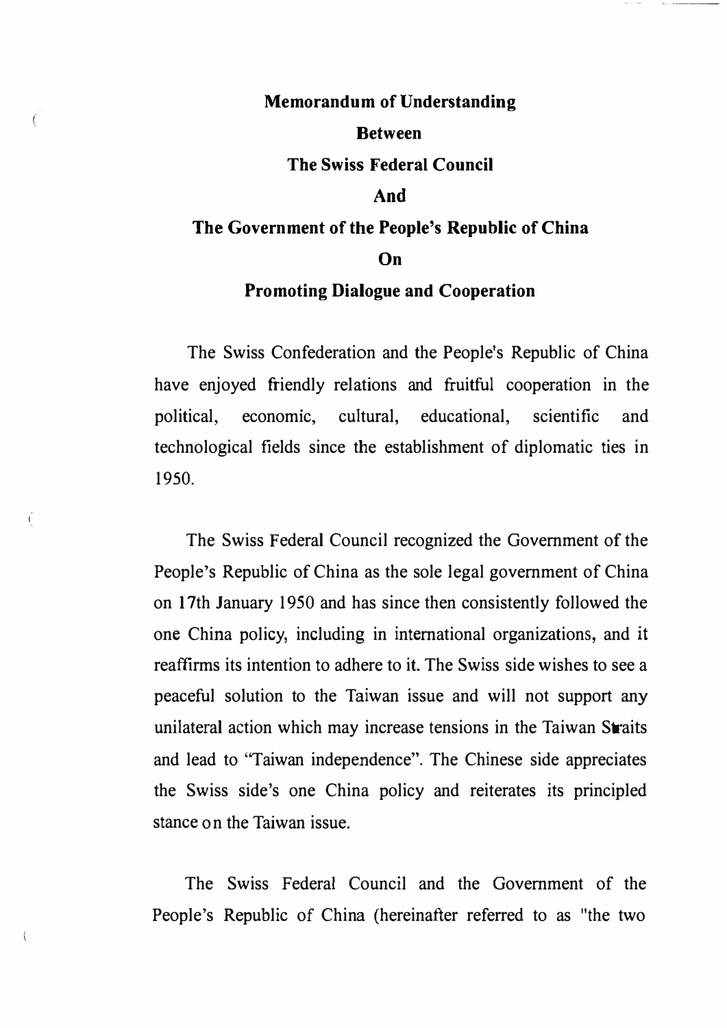# Memorandum of Understanding
# Between
# The Swiss Federal Council
# And
# The Government of the People's Republic of China
# On
# Promoting Dialogue and Cooperation

The Swiss Confederation and the People's Republic of China have enjoyed friendly relations and fruitful cooperation in the political, economic, cultural, educational, scientific and technological fields since the establishment of diplomatic ties in 1950.

The Swiss Federal Council recognized the Government of the People's Republic of China as the sole legal government of China on 17th January 1950 and has since then consistently followed the one China policy, including in international organizations, and it reaffirms its intention to adhere to it. The Swiss side wishes to see a peaceful solution to the Taiwan issue and will not support any unilateral action which may increase tensions in the Taiwan Straits and lead to "Taiwan independence". The Chinese side appreciates the Swiss side's one China policy and reiterates its principled stance on the Taiwan issue.

The Swiss Federal Council and the Government of the People's Republic of China (hereinafter referred to as "the two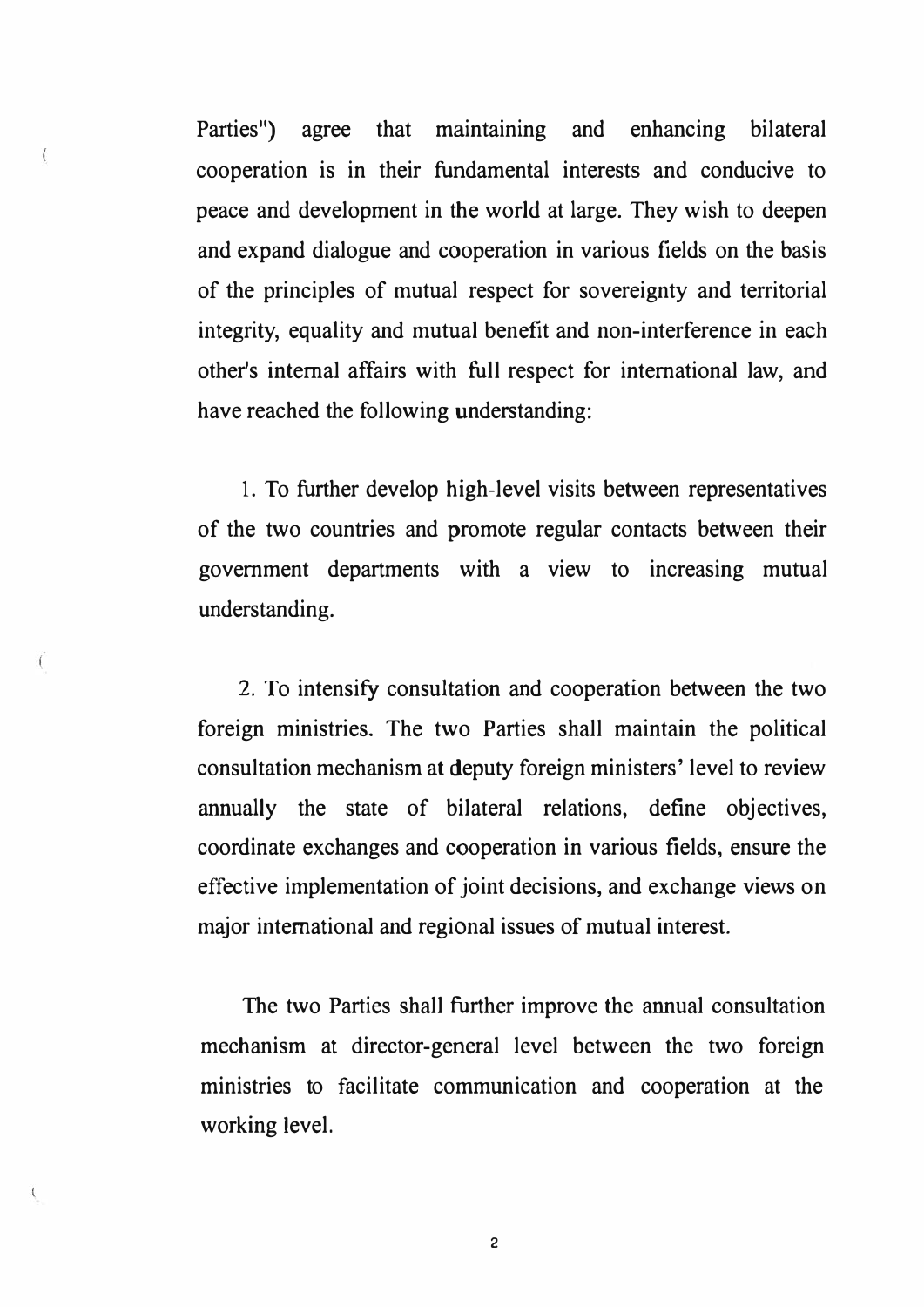Parties") agree that maintaining and enhancing bilateral cooperation is in their fundamental interests and conducive to peace and development in the world at large. They wish to deepen and expand dialogue and cooperation in various fields on the basis of the principles of mutual respect for sovereignty and territorial integrity, equality and mutual benefit and non-interference in each other's internal affairs with full respect for international law, and have reached the following understanding:

1. To further develop high-level visits between representatives of the two countries and promote regular contacts between their government departments with a view to increasing mutual understanding.

2. To intensify consultation and cooperation between the two foreign ministries. The two Parties shall maintain the political consultation mechanism at deputy foreign ministers' level to review annually the state of bilateral relations, define objectives, coordinate exchanges and cooperation in various fields, ensure the effective implementation of joint decisions, and exchange views on major international and regional issues of mutual interest.

The two Parties shall further improve the annual consultation mechanism at director-general level between the two foreign ministries to facilitate communication and cooperation at the working level.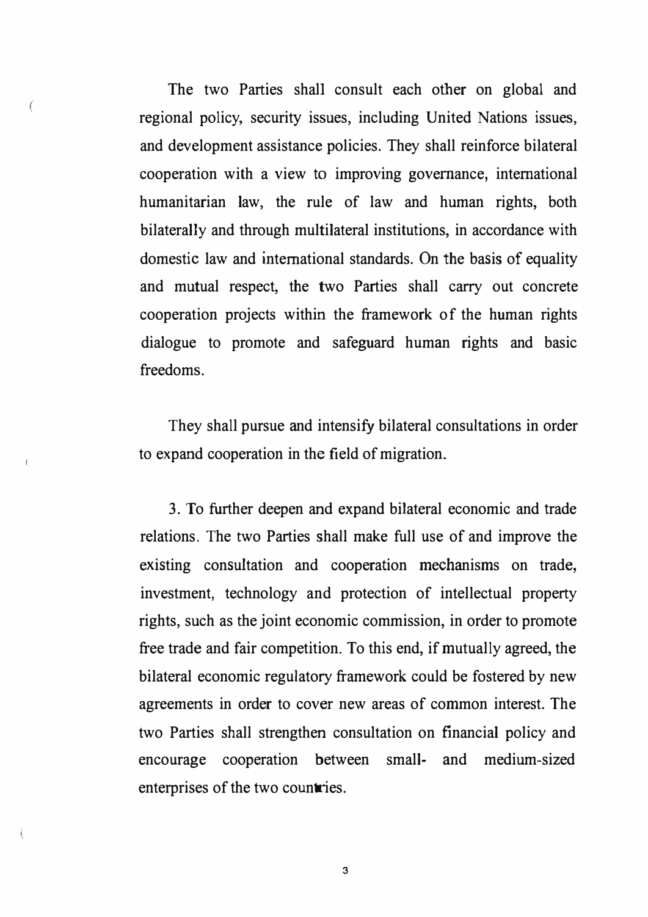The two Parties shall consult each other on global and regional policy, security issues, including United Nations issues, and development assistance policies. They shall reinforce bilateral cooperation with a view to improving governance, international humanitarian law, the rule of law and human rights, both bilaterally and through multilateral institutions, in accordance with domestic law and international standards. On the basis of equality and mutual respect, the two Parties shall carry out concrete cooperation projects within the framework of the human rights dialogue to promote and safeguard human rights and basic freedoms.

They shall pursue and intensify bilateral consultations in order to expand cooperation in the field of migration.

3. To further deepen and expand bilateral economic and trade relations. The two Parties shall make full use of and improve the existing consultation and cooperation mechanisms on trade, investment, technology and protection of intellectual property rights, such as the joint economic commission, in order to promote free trade and fair competition. To this end, if mutually agreed, the bilateral economic regulatory framework could be fostered by new agreements in order to cover new areas of common interest. The two Parties shall strengthen consultation on financial policy and encourage cooperation between small- and medium-sized enterprises of the two countries.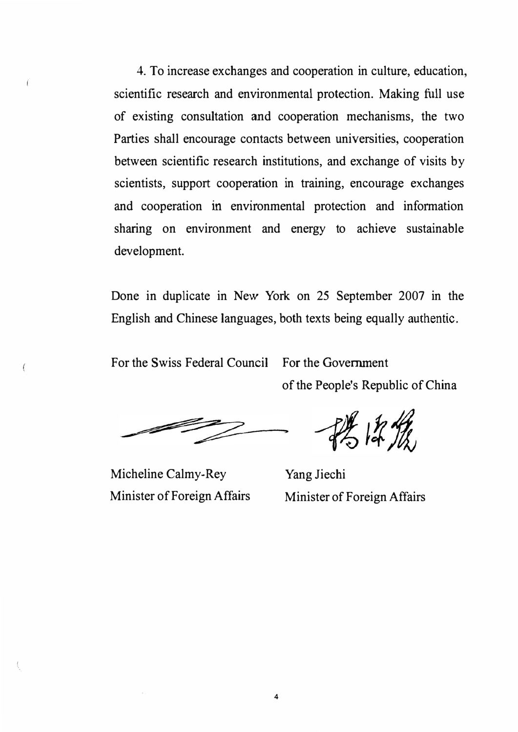4. To increase exchanges and cooperation in culture, education, scientific research and environmental protection. Making full use of existing consultation and cooperation mechanisms, the two Parties shall encourage contacts between universities, cooperation between scientific research institutions, and exchange of visits by scientists, support cooperation in training, encourage exchanges and cooperation in environmental protection and information sharing on environment and energy to achieve sustainable development.

Done in duplicate in New York on 25 September 2007 in the English and Chinese languages, both texts being equally authentic.

| | |
|---|---|
| For the Swiss Federal Council | For the Government of the People's Republic of China |
| Micheline Calmy-Rey | Yang Jiechi |
| Minister of Foreign Affairs | Minister of Foreign Affairs |